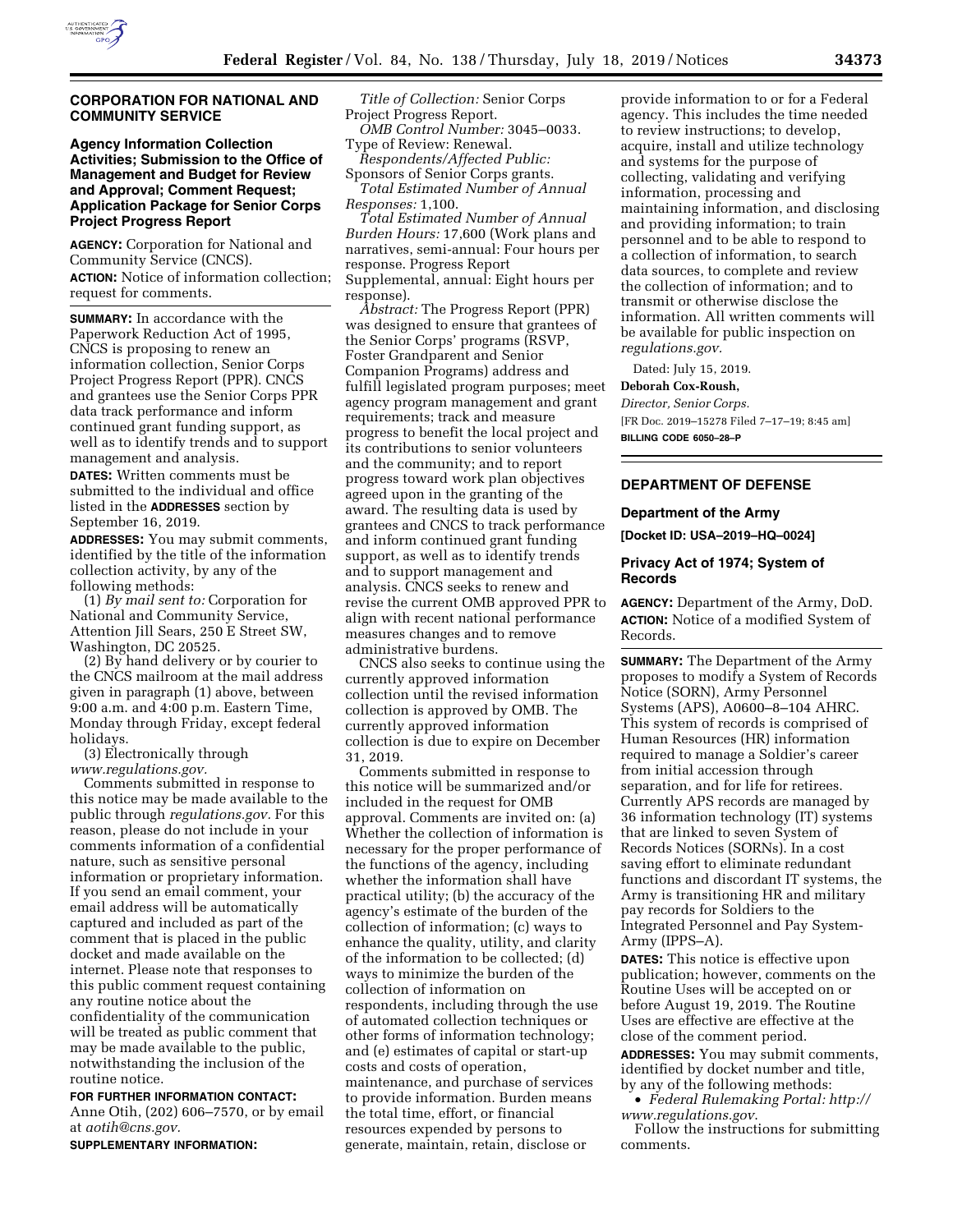## CORPORATION FOR NATIONAL AND COMMUNITY SERVICE

### Agency Information Collection Activities; Submission to the Office of Management and Budget for Review and Approval; Comment Request; Application Package for Senior Corps Project Progress Report

**AGENCY:** Corporation for National and Community Service (CNCS).

**ACTION:** Notice of information collection; request for comments.

**SUMMARY:** In accordance with the Paperwork Reduction Act of 1995, CNCS is proposing to renew an information collection, Senior Corps Project Progress Report (PPR). CNCS and grantees use the Senior Corps PPR data track performance and inform continued grant funding support, as well as to identify trends and to support management and analysis.

**DATES:** Written comments must be submitted to the individual and office listed in the **ADDRESSES** section by September 16, 2019.

**ADDRESSES:** You may submit comments, identified by the title of the information collection activity, by any of the following methods:

(1) *By mail sent to:* Corporation for National and Community Service, Attention Jill Sears, 250 E Street SW, Washington, DC 20525.

(2) By hand delivery or by courier to the CNCS mailroom at the mail address given in paragraph (1) above, between 9:00 a.m. and 4:00 p.m. Eastern Time, Monday through Friday, except federal holidays.

(3) Electronically through *www.regulations.gov.*

Comments submitted in response to this notice may be made available to the public through *regulations.gov.* For this reason, please do not include in your comments information of a confidential nature, such as sensitive personal information or proprietary information. If you send an email comment, your email address will be automatically captured and included as part of the comment that is placed in the public docket and made available on the internet. Please note that responses to this public comment request containing any routine notice about the confidentiality of the communication will be treated as public comment that may be made available to the public, notwithstanding the inclusion of the routine notice.

**FOR FURTHER INFORMATION CONTACT:** Anne Otih, (202) 606–7570, or by email at *aotih@cns.gov.*

**SUPPLEMENTARY INFORMATION:**

*Title of Collection:* Senior Corps Project Progress Report.

*OMB Control Number:* 3045–0033.

Type of Review: Renewal.

*Respondents/Affected Public:* Sponsors of Senior Corps grants.

*Total Estimated Number of Annual Responses:* 1,100.

*Total Estimated Number of Annual Burden Hours:* 17,600 (Work plans and narratives, semi-annual: Four hours per response. Progress Report Supplemental, annual: Eight hours per response).

*Abstract:* The Progress Report (PPR) was designed to ensure that grantees of the Senior Corps' programs (RSVP, Foster Grandparent and Senior Companion Programs) address and fulfill legislated program purposes; meet agency program management and grant requirements; track and measure progress to benefit the local project and its contributions to senior volunteers and the community; and to report progress toward work plan objectives agreed upon in the granting of the award. The resulting data is used by grantees and CNCS to track performance and inform continued grant funding support, as well as to identify trends and to support management and analysis. CNCS seeks to renew and revise the current OMB approved PPR to align with recent national performance measures changes and to remove administrative burdens.

CNCS also seeks to continue using the currently approved information collection until the revised information collection is approved by OMB. The currently approved information collection is due to expire on December 31, 2019.

Comments submitted in response to this notice will be summarized and/or included in the request for OMB approval. Comments are invited on: (a) Whether the collection of information is necessary for the proper performance of the functions of the agency, including whether the information shall have practical utility; (b) the accuracy of the agency's estimate of the burden of the collection of information; (c) ways to enhance the quality, utility, and clarity of the information to be collected; (d) ways to minimize the burden of the collection of information on respondents, including through the use of automated collection techniques or other forms of information technology; and (e) estimates of capital or start-up costs and costs of operation, maintenance, and purchase of services to provide information. Burden means the total time, effort, or financial resources expended by persons to generate, maintain, retain, disclose or provide information to or for a Federal agency. This includes the time needed to review instructions; to develop, acquire, install and utilize technology and systems for the purpose of collecting, validating and verifying information, processing and maintaining information, and disclosing and providing information; to train personnel and to be able to respond to a collection of information, to search data sources, to complete and review the collection of information; and to transmit or otherwise disclose the information. All written comments will be available for public inspection on *regulations.gov.*

Dated: July 15, 2019.

**Deborah Cox-Roush,**

*Director, Senior Corps.*

[FR Doc. 2019–15278 Filed 7–17–19; 8:45 am]

**BILLING CODE 6050–28–P**

## DEPARTMENT OF DEFENSE

### Department of the Army

**[Docket ID: USA–2019–HQ–0024]**

### Privacy Act of 1974; System of Records

**AGENCY:** Department of the Army, DoD.

**ACTION:** Notice of a modified System of Records.

**SUMMARY:** The Department of the Army proposes to modify a System of Records Notice (SORN), Army Personnel Systems (APS), A0600–8–104 AHRC. This system of records is comprised of Human Resources (HR) information required to manage a Soldier's career from initial accession through separation, and for life for retirees. Currently APS records are managed by 36 information technology (IT) systems that are linked to seven System of Records Notices (SORNs). In a cost saving effort to eliminate redundant functions and discordant IT systems, the Army is transitioning HR and military pay records for Soldiers to the Integrated Personnel and Pay System-Army (IPPS–A).

**DATES:** This notice is effective upon publication; however, comments on the Routine Uses will be accepted on or before August 19, 2019. The Routine Uses are effective at the close of the comment period.

**ADDRESSES:** You may submit comments, identified by docket number and title, by any of the following methods:

- *Federal Rulemaking Portal: http://www.regulations.gov*.

Follow the instructions for submitting comments.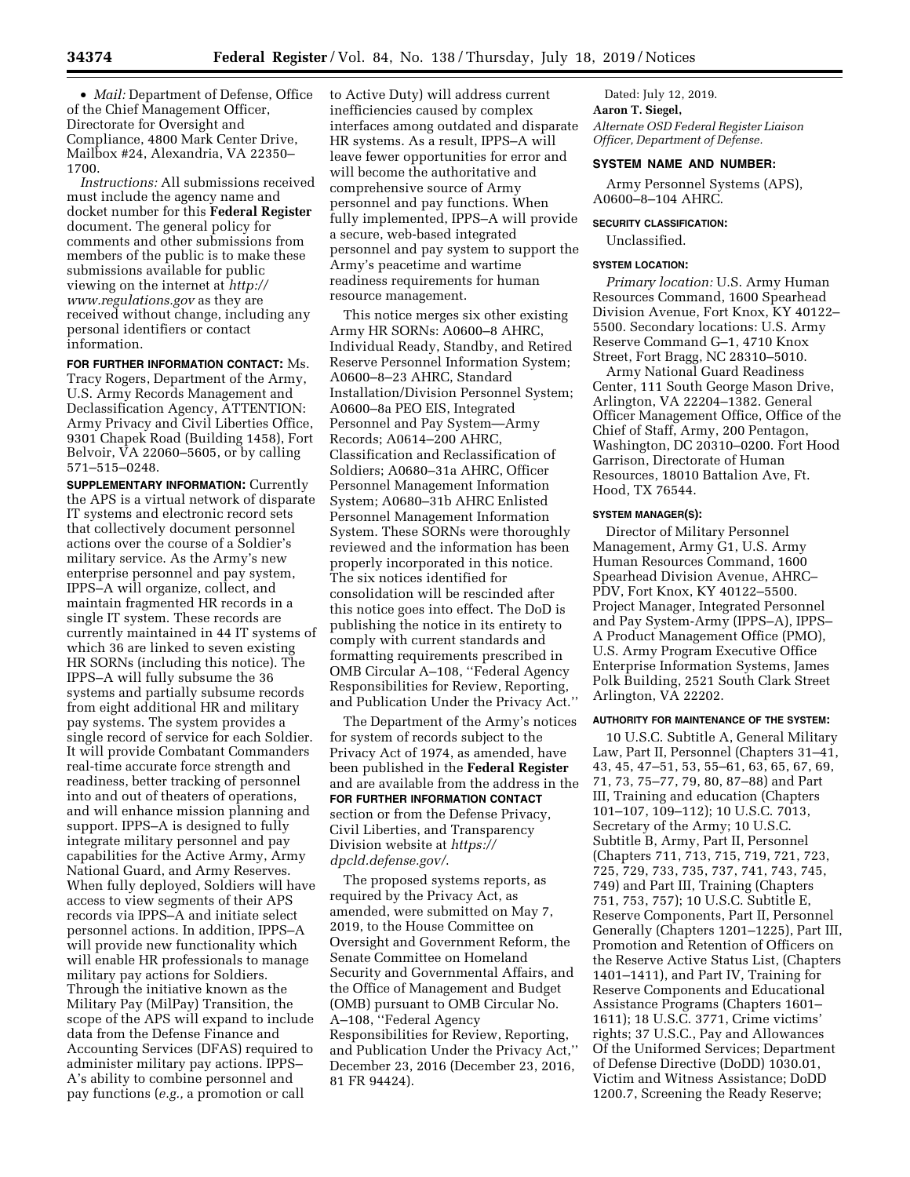- *Mail:* Department of Defense, Office of the Chief Management Officer, Directorate for Oversight and Compliance, 4800 Mark Center Drive, Mailbox #24, Alexandria, VA 22350–1700.

*Instructions:* All submissions received must include the agency name and docket number for this **Federal Register** document. The general policy for comments and other submissions from members of the public is to make these submissions available for public viewing on the internet at *http://www.regulations.gov* as they are received without change, including any personal identifiers or contact information.

**FOR FURTHER INFORMATION CONTACT:** Ms. Tracy Rogers, Department of the Army, U.S. Army Records Management and Declassification Agency, ATTENTION: Army Privacy and Civil Liberties Office, 9301 Chapek Road (Building 1458), Fort Belvoir, VA 22060–5605, or by calling 571–515–0248.

**SUPPLEMENTARY INFORMATION:** Currently the APS is a virtual network of disparate IT systems and electronic record sets that collectively document personnel actions over the course of a Soldier's military service. As the Army's new enterprise personnel and pay system, IPPS–A will organize, collect, and maintain fragmented HR records in a single IT system. These records are currently maintained in 44 IT systems of which 36 are linked to seven existing HR SORNs (including this notice). The IPPS–A will fully subsume the 36 systems and partially subsume records from eight additional HR and military pay systems. The system provides a single record of service for each Soldier. It will provide Combatant Commanders real-time accurate force strength and readiness, better tracking of personnel into and out of theaters of operations, and will enhance mission planning and support. IPPS–A is designed to fully integrate military personnel and pay capabilities for the Active Army, Army National Guard, and Army Reserves. When fully deployed, Soldiers will have access to view segments of their APS records via IPPS–A and initiate select personnel actions. In addition, IPPS–A will provide new functionality which will enable HR professionals to manage military pay actions for Soldiers. Through the initiative known as the Military Pay (MilPay) Transition, the scope of the APS will expand to include data from the Defense Finance and Accounting Services (DFAS) required to administer military pay actions. IPPS–A's ability to combine personnel and pay functions (*e.g.,* a promotion or call to Active Duty) will address current inefficiencies caused by complex interfaces among outdated and disparate HR systems. As a result, IPPS–A will leave fewer opportunities for error and will become the authoritative and comprehensive source of Army personnel and pay functions. When fully implemented, IPPS–A will provide a secure, web-based integrated personnel and pay system to support the Army's peacetime and wartime readiness requirements for human resource management.

This notice merges six other existing Army HR SORNs: A0600–8 AHRC, Individual Ready, Standby, and Retired Reserve Personnel Information System; A0600–8–23 AHRC, Standard Installation/Division Personnel System; A0600–8a PEO EIS, Integrated Personnel and Pay System—Army Records; A0614–200 AHRC, Classification and Reclassification of Soldiers; A0680–31a AHRC, Officer Personnel Management Information System; A0680–31b AHRC Enlisted Personnel Management Information System. These SORNs were thoroughly reviewed and the information has been properly incorporated in this notice. The six notices identified for consolidation will be rescinded after this notice goes into effect. The DoD is publishing the notice in its entirety to comply with current standards and formatting requirements prescribed in OMB Circular A–108, ''Federal Agency Responsibilities for Review, Reporting, and Publication Under the Privacy Act.''

The Department of the Army's notices for system of records subject to the Privacy Act of 1974, as amended, have been published in the **Federal Register** and are available from the address in the **FOR FURTHER INFORMATION CONTACT** section or from the Defense Privacy, Civil Liberties, and Transparency Division website at *https://dpcld.defense.gov/.*

The proposed systems reports, as required by the Privacy Act, as amended, were submitted on May 7, 2019, to the House Committee on Oversight and Government Reform, the Senate Committee on Homeland Security and Governmental Affairs, and the Office of Management and Budget (OMB) pursuant to OMB Circular No. A–108, ''Federal Agency Responsibilities for Review, Reporting, and Publication Under the Privacy Act,'' December 23, 2016 (December 23, 2016, 81 FR 94424).

Dated: July 12, 2019.

**Aaron T. Siegel,**

*Alternate OSD Federal Register Liaison Officer, Department of Defense.*

**SYSTEM NAME AND NUMBER:**

Army Personnel Systems (APS), A0600–8–104 AHRC.

**SECURITY CLASSIFICATION:**

Unclassified.

**SYSTEM LOCATION:**

*Primary location:* U.S. Army Human Resources Command, 1600 Spearhead Division Avenue, Fort Knox, KY 40122–5500. Secondary locations: U.S. Army Reserve Command G–1, 4710 Knox Street, Fort Bragg, NC 28310–5010.

Army National Guard Readiness Center, 111 South George Mason Drive, Arlington, VA 22204–1382. General Officer Management Office, Office of the Chief of Staff, Army, 200 Pentagon, Washington, DC 20310–0200. Fort Hood Garrison, Directorate of Human Resources, 18010 Battalion Ave, Ft. Hood, TX 76544.

**SYSTEM MANAGER(S):**

Director of Military Personnel Management, Army G1, U.S. Army Human Resources Command, 1600 Spearhead Division Avenue, AHRC–PDV, Fort Knox, KY 40122–5500. Project Manager, Integrated Personnel and Pay System-Army (IPPS–A), IPPS–A Product Management Office (PMO), U.S. Army Program Executive Office Enterprise Information Systems, James Polk Building, 2521 South Clark Street Arlington, VA 22202.

**AUTHORITY FOR MAINTENANCE OF THE SYSTEM:**

10 U.S.C. Subtitle A, General Military Law, Part II, Personnel (Chapters 31–41, 43, 45, 47–51, 53, 55–61, 63, 65, 67, 69, 71, 73, 75–77, 79, 80, 87–88) and Part III, Training and education (Chapters 101–107, 109–112); 10 U.S.C. 7013, Secretary of the Army; 10 U.S.C. Subtitle B, Army, Part II, Personnel (Chapters 711, 713, 715, 719, 721, 723, 725, 729, 733, 735, 737, 741, 743, 745, 749) and Part III, Training (Chapters 751, 753, 757); 10 U.S.C. Subtitle E, Reserve Components, Part II, Personnel Generally (Chapters 1201–1225), Part III, Promotion and Retention of Officers on the Reserve Active Status List, (Chapters 1401–1411), and Part IV, Training for Reserve Components and Educational Assistance Programs (Chapters 1601–1611); 18 U.S.C. 3771, Crime victims' rights; 37 U.S.C., Pay and Allowances Of the Uniformed Services; Department of Defense Directive (DoDD) 1030.01, Victim and Witness Assistance; DoDD 1200.7, Screening the Ready Reserve;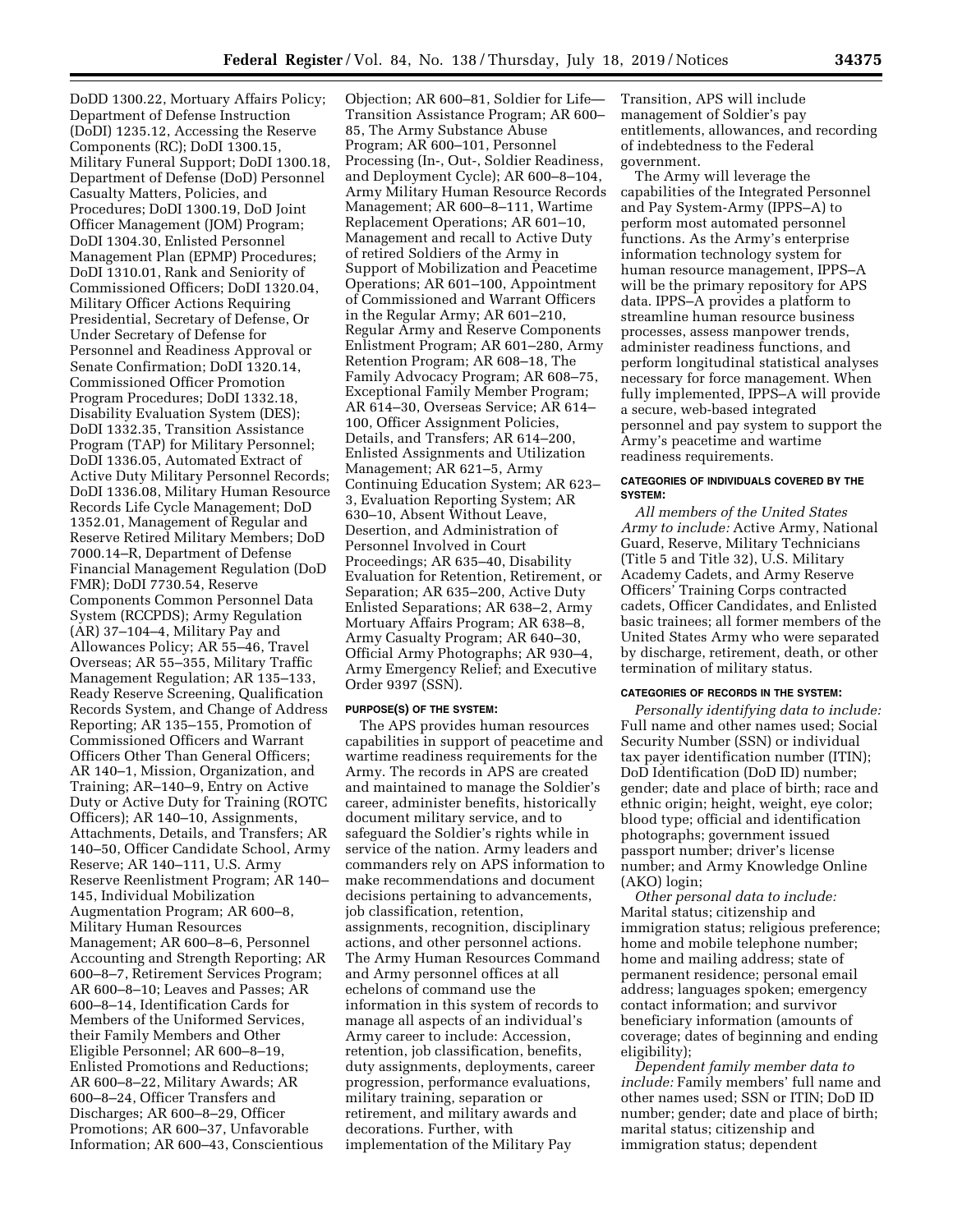DoDD 1300.22, Mortuary Affairs Policy; Department of Defense Instruction (DoDI) 1235.12, Accessing the Reserve Components (RC); DoDI 1300.15, Military Funeral Support; DoDI 1300.18, Department of Defense (DoD) Personnel Casualty Matters, Policies, and Procedures; DoDI 1300.19, DoD Joint Officer Management (JOM) Program; DoDI 1304.30, Enlisted Personnel Management Plan (EPMP) Procedures; DoDI 1310.01, Rank and Seniority of Commissioned Officers; DoDI 1320.04, Military Officer Actions Requiring Presidential, Secretary of Defense, Or Under Secretary of Defense for Personnel and Readiness Approval or Senate Confirmation; DoDI 1320.14, Commissioned Officer Promotion Program Procedures; DoDI 1332.18, Disability Evaluation System (DES); DoDI 1332.35, Transition Assistance Program (TAP) for Military Personnel; DoDI 1336.05, Automated Extract of Active Duty Military Personnel Records; DoDI 1336.08, Military Human Resource Records Life Cycle Management; DoD 1352.01, Management of Regular and Reserve Retired Military Members; DoD 7000.14–R, Department of Defense Financial Management Regulation (DoD FMR); DoDI 7730.54, Reserve Components Common Personnel Data System (RCCPDS); Army Regulation (AR) 37–104–4, Military Pay and Allowances Policy; AR 55–46, Travel Overseas; AR 55–355, Military Traffic Management Regulation; AR 135–133, Ready Reserve Screening, Qualification Records System, and Change of Address Reporting; AR 135–155, Promotion of Commissioned Officers and Warrant Officers Other Than General Officers; AR 140–1, Mission, Organization, and Training; AR–140–9, Entry on Active Duty or Active Duty for Training (ROTC Officers); AR 140–10, Assignments, Attachments, Details, and Transfers; AR 140–50, Officer Candidate School, Army Reserve; AR 140–111, U.S. Army Reserve Reenlistment Program; AR 140–145, Individual Mobilization Augmentation Program; AR 600–8, Military Human Resources Management; AR 600–8–6, Personnel Accounting and Strength Reporting; AR 600–8–7, Retirement Services Program; AR 600–8–10; Leaves and Passes; AR 600–8–14, Identification Cards for Members of the Uniformed Services, their Family Members and Other Eligible Personnel; AR 600–8–19, Enlisted Promotions and Reductions; AR 600–8–22, Military Awards; AR 600–8–24, Officer Transfers and Discharges; AR 600–8–29, Officer Promotions; AR 600–37, Unfavorable Information; AR 600–43, Conscientious Objection; AR 600–81, Soldier for Life—Transition Assistance Program; AR 600–85, The Army Substance Abuse Program; AR 600–101, Personnel Processing (In-, Out-, Soldier Readiness, and Deployment Cycle); AR 600–8–104, Army Military Human Resource Records Management; AR 600–8–111, Wartime Replacement Operations; AR 601–10, Management and recall to Active Duty of retired Soldiers of the Army in Support of Mobilization and Peacetime Operations; AR 601–100, Appointment of Commissioned and Warrant Officers in the Regular Army; AR 601–210, Regular Army and Reserve Components Enlistment Program; AR 601–280, Army Retention Program; AR 608–18, The Family Advocacy Program; AR 608–75, Exceptional Family Member Program; AR 614–30, Overseas Service; AR 614–100, Officer Assignment Policies, Details, and Transfers; AR 614–200, Enlisted Assignments and Utilization Management; AR 621–5, Army Continuing Education System; AR 623–3, Evaluation Reporting System; AR 630–10, Absent Without Leave, Desertion, and Administration of Personnel Involved in Court Proceedings; AR 635–40, Disability Evaluation for Retention, Retirement, or Separation; AR 635–200, Active Duty Enlisted Separations; AR 638–2, Army Mortuary Affairs Program; AR 638–8, Army Casualty Program; AR 640–30, Official Army Photographs; AR 930–4, Army Emergency Relief; and Executive Order 9397 (SSN).

#### PURPOSE(S) OF THE SYSTEM:

The APS provides human resources capabilities in support of peacetime and wartime readiness requirements for the Army. The records in APS are created and maintained to manage the Soldier's career, administer benefits, historically document military service, and to safeguard the Soldier's rights while in service of the nation. Army leaders and commanders rely on APS information to make recommendations and document decisions pertaining to advancements, job classification, retention, assignments, recognition, disciplinary actions, and other personnel actions. The Army Human Resources Command and Army personnel offices at all echelons of command use the information in this system of records to manage all aspects of an individual's Army career to include: Accession, retention, job classification, benefits, duty assignments, deployments, career progression, performance evaluations, military training, separation or retirement, and military awards and decorations. Further, with implementation of the Military Pay Transition, APS will include management of Soldier's pay entitlements, allowances, and recording of indebtedness to the Federal government.

The Army will leverage the capabilities of the Integrated Personnel and Pay System-Army (IPPS–A) to perform most automated personnel functions. As the Army's enterprise information technology system for human resource management, IPPS–A will be the primary repository for APS data. IPPS–A provides a platform to streamline human resource business processes, assess manpower trends, administer readiness functions, and perform longitudinal statistical analyses necessary for force management. When fully implemented, IPPS–A will provide a secure, web-based integrated personnel and pay system to support the Army's peacetime and wartime readiness requirements.

#### CATEGORIES OF INDIVIDUALS COVERED BY THE SYSTEM:

*All members of the United States Army to include:* Active Army, National Guard, Reserve, Military Technicians (Title 5 and Title 32), U.S. Military Academy Cadets, and Army Reserve Officers' Training Corps contracted cadets, Officer Candidates, and Enlisted basic trainees; all former members of the United States Army who were separated by discharge, retirement, death, or other termination of military status.

#### CATEGORIES OF RECORDS IN THE SYSTEM:

*Personally identifying data to include:* Full name and other names used; Social Security Number (SSN) or individual tax payer identification number (ITIN); DoD Identification (DoD ID) number; gender; date and place of birth; race and ethnic origin; height, weight, eye color; blood type; official and identification photographs; government issued passport number; driver's license number; and Army Knowledge Online (AKO) login;

*Other personal data to include:* Marital status; citizenship and immigration status; religious preference; home and mobile telephone number; home and mailing address; state of permanent residence; personal email address; languages spoken; emergency contact information; and survivor beneficiary information (amounts of coverage; dates of beginning and ending eligibility);

*Dependent family member data to include:* Family members' full name and other names used; SSN or ITIN; DoD ID number; gender; date and place of birth; marital status; citizenship and immigration status; dependent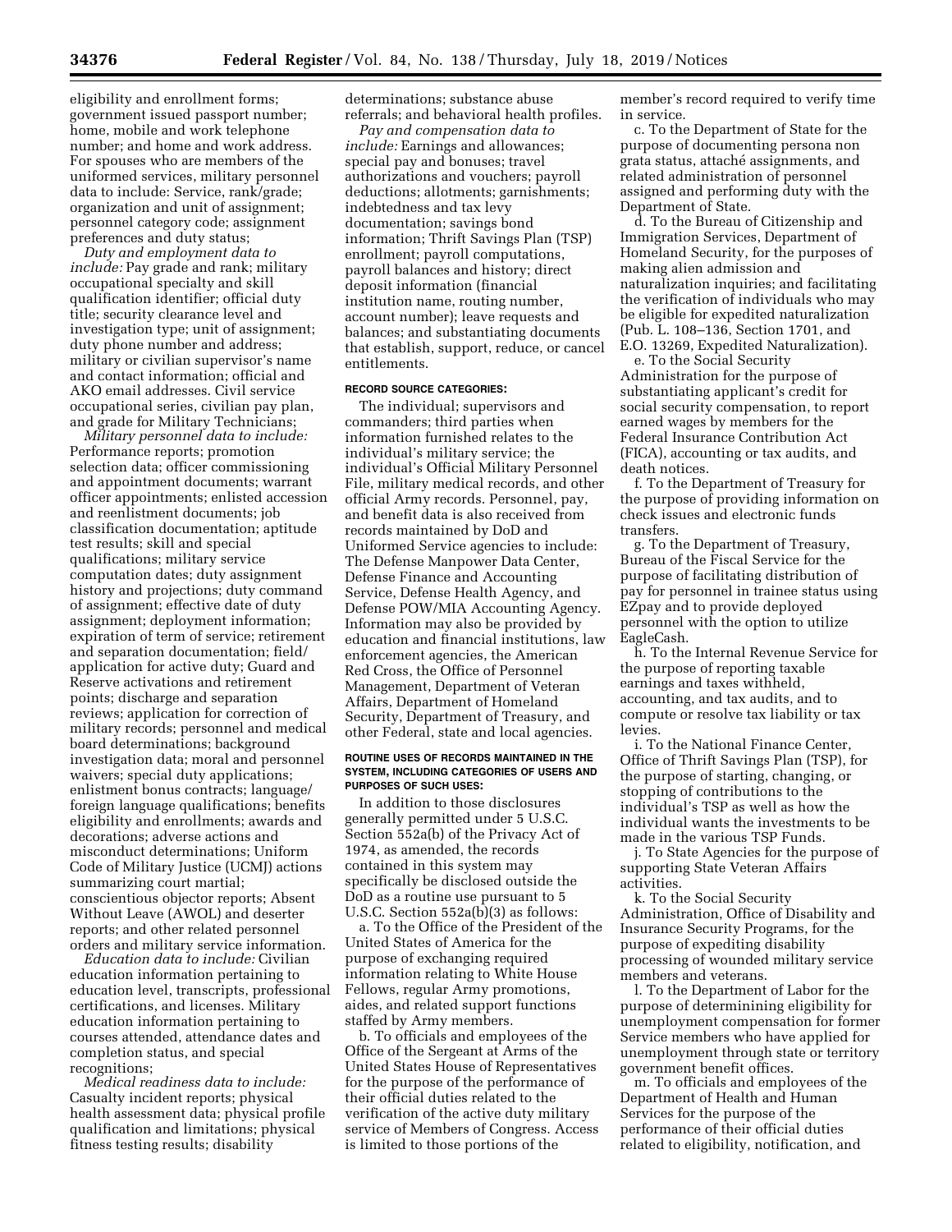eligibility and enrollment forms; government issued passport number; home, mobile and work telephone number; and home and work address. For spouses who are members of the uniformed services, military personnel data to include: Service, rank/grade; organization and unit of assignment; personnel category code; assignment preferences and duty status;

*Duty and employment data to include:* Pay grade and rank; military occupational specialty and skill qualification identifier; official duty title; security clearance level and investigation type; unit of assignment; duty phone number and address; military or civilian supervisor's name and contact information; official and AKO email addresses. Civil service occupational series, civilian pay plan, and grade for Military Technicians;

*Military personnel data to include:* Performance reports; promotion selection data; officer commissioning and appointment documents; warrant officer appointments; enlisted accession and reenlistment documents; job classification documentation; aptitude test results; skill and special qualifications; military service computation dates; duty assignment history and projections; duty command of assignment; effective date of duty assignment; deployment information; expiration of term of service; retirement and separation documentation; field/application for active duty; Guard and Reserve activations and retirement points; discharge and separation reviews; application for correction of military records; personnel and medical board determinations; background investigation data; moral and personnel waivers; special duty applications; enlistment bonus contracts; language/foreign language qualifications; benefits eligibility and enrollments; awards and decorations; adverse actions and misconduct determinations; Uniform Code of Military Justice (UCMJ) actions summarizing court martial; conscientious objector reports; Absent Without Leave (AWOL) and deserter reports; and other related personnel orders and military service information.

*Education data to include:* Civilian education information pertaining to education level, transcripts, professional certifications, and licenses. Military education information pertaining to courses attended, attendance dates and completion status, and special recognitions;

*Medical readiness data to include:* Casualty incident reports; physical health assessment data; physical profile qualification and limitations; physical fitness testing results; disability determinations; substance abuse referrals; and behavioral health profiles.

*Pay and compensation data to include:* Earnings and allowances; special pay and bonuses; travel authorizations and vouchers; payroll deductions; allotments; garnishments; indebtedness and tax levy documentation; savings bond information; Thrift Savings Plan (TSP) enrollment; payroll computations, payroll balances and history; direct deposit information (financial institution name, routing number, account number); leave requests and balances; and substantiating documents that establish, support, reduce, or cancel entitlements.

#### RECORD SOURCE CATEGORIES:

The individual; supervisors and commanders; third parties when information furnished relates to the individual's military service; the individual's Official Military Personnel File, military medical records, and other official Army records. Personnel, pay, and benefit data is also received from records maintained by DoD and Uniformed Service agencies to include: The Defense Manpower Data Center, Defense Finance and Accounting Service, Defense Health Agency, and Defense POW/MIA Accounting Agency. Information may also be provided by education and financial institutions, law enforcement agencies, the American Red Cross, the Office of Personnel Management, Department of Veteran Affairs, Department of Homeland Security, Department of Treasury, and other Federal, state and local agencies.

#### ROUTINE USES OF RECORDS MAINTAINED IN THE SYSTEM, INCLUDING CATEGORIES OF USERS AND PURPOSES OF SUCH USES:

In addition to those disclosures generally permitted under 5 U.S.C. Section 552a(b) of the Privacy Act of 1974, as amended, the records contained in this system may specifically be disclosed outside the DoD as a routine use pursuant to 5 U.S.C. Section 552a(b)(3) as follows:

a. To the Office of the President of the United States of America for the purpose of exchanging required information relating to White House Fellows, regular Army promotions, aides, and related support functions staffed by Army members.

b. To officials and employees of the Office of the Sergeant at Arms of the United States House of Representatives for the purpose of the performance of their official duties related to the verification of the active duty military service of Members of Congress. Access is limited to those portions of the member's record required to verify time in service.

c. To the Department of State for the purpose of documenting persona non grata status, attaché assignments, and related administration of personnel assigned and performing duty with the Department of State.

d. To the Bureau of Citizenship and Immigration Services, Department of Homeland Security, for the purposes of making alien admission and naturalization inquiries; and facilitating the verification of individuals who may be eligible for expedited naturalization (Pub. L. 108–136, Section 1701, and E.O. 13269, Expedited Naturalization).

e. To the Social Security Administration for the purpose of substantiating applicant's credit for social security compensation, to report earned wages by members for the Federal Insurance Contribution Act (FICA), accounting or tax audits, and death notices.

f. To the Department of Treasury for the purpose of providing information on check issues and electronic funds transfers.

g. To the Department of Treasury, Bureau of the Fiscal Service for the purpose of facilitating distribution of pay for personnel in trainee status using EZpay and to provide deployed personnel with the option to utilize EagleCash.

h. To the Internal Revenue Service for the purpose of reporting taxable earnings and taxes withheld, accounting, and tax audits, and to compute or resolve tax liability or tax levies.

i. To the National Finance Center, Office of Thrift Savings Plan (TSP), for the purpose of starting, changing, or stopping of contributions to the individual's TSP as well as how the individual wants the investments to be made in the various TSP Funds.

j. To State Agencies for the purpose of supporting State Veteran Affairs activities.

k. To the Social Security Administration, Office of Disability and Insurance Security Programs, for the purpose of expediting disability processing of wounded military service members and veterans.

l. To the Department of Labor for the purpose of determinining eligibility for unemployment compensation for former Service members who have applied for unemployment through state or territory government benefit offices.

m. To officials and employees of the Department of Health and Human Services for the purpose of the performance of their official duties related to eligibility, notification, and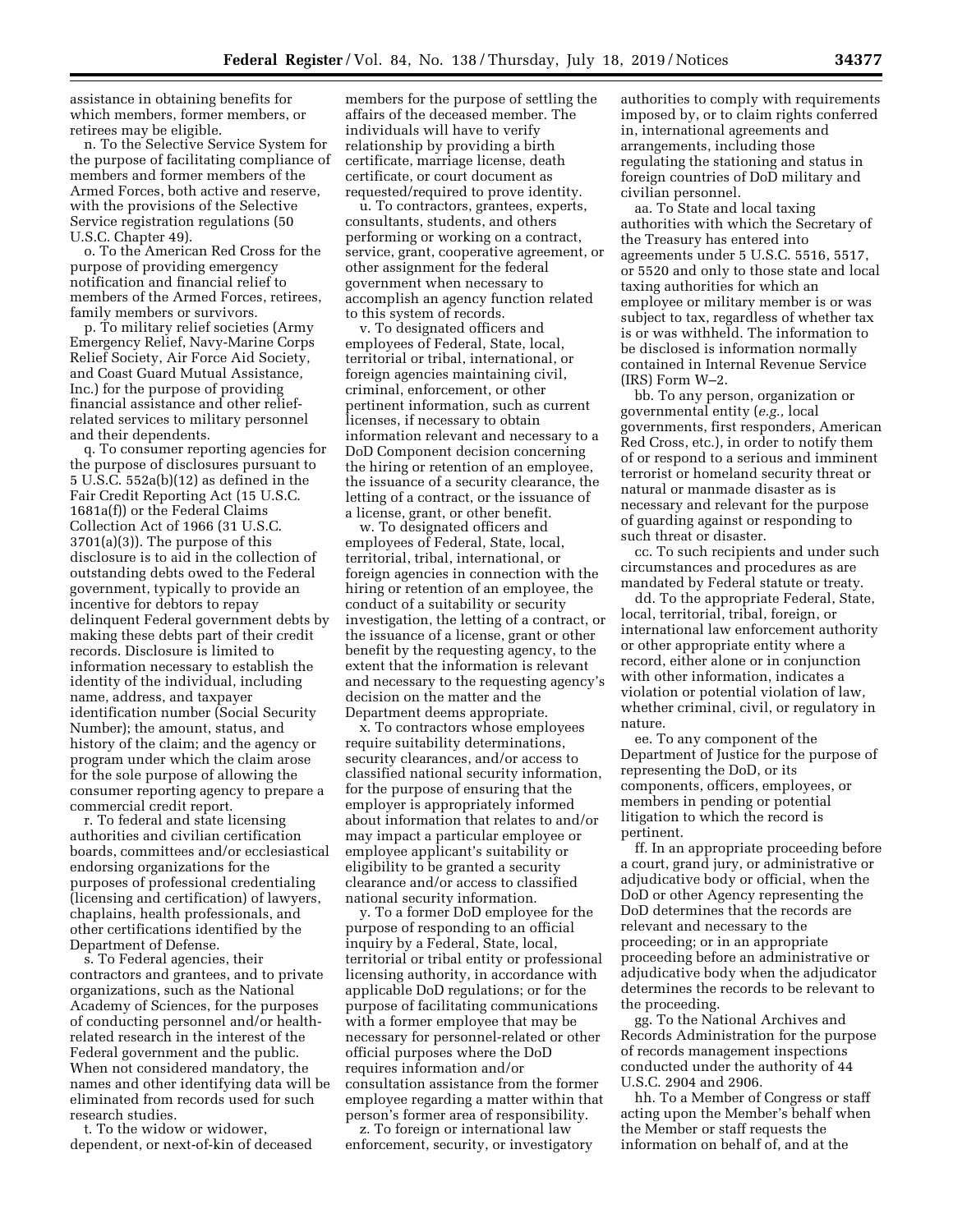assistance in obtaining benefits for which members, former members, or retirees may be eligible.

n. To the Selective Service System for the purpose of facilitating compliance of members and former members of the Armed Forces, both active and reserve, with the provisions of the Selective Service registration regulations (50 U.S.C. Chapter 49).

o. To the American Red Cross for the purpose of providing emergency notification and financial relief to members of the Armed Forces, retirees, family members or survivors.

p. To military relief societies (Army Emergency Relief, Navy-Marine Corps Relief Society, Air Force Aid Society, and Coast Guard Mutual Assistance, Inc.) for the purpose of providing financial assistance and other relief-related services to military personnel and their dependents.

q. To consumer reporting agencies for the purpose of disclosures pursuant to 5 U.S.C. 552a(b)(12) as defined in the Fair Credit Reporting Act (15 U.S.C. 1681a(f)) or the Federal Claims Collection Act of 1966 (31 U.S.C. 3701(a)(3)). The purpose of this disclosure is to aid in the collection of outstanding debts owed to the Federal government, typically to provide an incentive for debtors to repay delinquent Federal government debts by making these debts part of their credit records. Disclosure is limited to information necessary to establish the identity of the individual, including name, address, and taxpayer identification number (Social Security Number); the amount, status, and history of the claim; and the agency or program under which the claim arose for the sole purpose of allowing the consumer reporting agency to prepare a commercial credit report.

r. To federal and state licensing authorities and civilian certification boards, committees and/or ecclesiastical endorsing organizations for the purposes of professional credentialing (licensing and certification) of lawyers, chaplains, health professionals, and other certifications identified by the Department of Defense.

s. To Federal agencies, their contractors and grantees, and to private organizations, such as the National Academy of Sciences, for the purposes of conducting personnel and/or health-related research in the interest of the Federal government and the public. When not considered mandatory, the names and other identifying data will be eliminated from records used for such research studies.

t. To the widow or widower, dependent, or next-of-kin of deceased members for the purpose of settling the affairs of the deceased member. The individuals will have to verify relationship by providing a birth certificate, marriage license, death certificate, or court document as requested/required to prove identity.

u. To contractors, grantees, experts, consultants, students, and others performing or working on a contract, service, grant, cooperative agreement, or other assignment for the federal government when necessary to accomplish an agency function related to this system of records.

v. To designated officers and employees of Federal, State, local, territorial or tribal, international, or foreign agencies maintaining civil, criminal, enforcement, or other pertinent information, such as current licenses, if necessary to obtain information relevant and necessary to a DoD Component decision concerning the hiring or retention of an employee, the issuance of a security clearance, the letting of a contract, or the issuance of a license, grant, or other benefit.

w. To designated officers and employees of Federal, State, local, territorial, tribal, international, or foreign agencies in connection with the hiring or retention of an employee, the conduct of a suitability or security investigation, the letting of a contract, or the issuance of a license, grant or other benefit by the requesting agency, to the extent that the information is relevant and necessary to the requesting agency's decision on the matter and the Department deems appropriate.

x. To contractors whose employees require suitability determinations, security clearances, and/or access to classified national security information, for the purpose of ensuring that the employer is appropriately informed about information that relates to and/or may impact a particular employee or employee applicant's suitability or eligibility to be granted a security clearance and/or access to classified national security information.

y. To a former DoD employee for the purpose of responding to an official inquiry by a Federal, State, local, territorial or tribal entity or professional licensing authority, in accordance with applicable DoD regulations; or for the purpose of facilitating communications with a former employee that may be necessary for personnel-related or other official purposes where the DoD requires information and/or consultation assistance from the former employee regarding a matter within that person's former area of responsibility.

z. To foreign or international law enforcement, security, or investigatory authorities to comply with requirements imposed by, or to claim rights conferred in, international agreements and arrangements, including those regulating the stationing and status in foreign countries of DoD military and civilian personnel.

aa. To State and local taxing authorities with which the Secretary of the Treasury has entered into agreements under 5 U.S.C. 5516, 5517, or 5520 and only to those state and local taxing authorities for which an employee or military member is or was subject to tax, regardless of whether tax is or was withheld. The information to be disclosed is information normally contained in Internal Revenue Service (IRS) Form W–2.

bb. To any person, organization or governmental entity (*e.g.,* local governments, first responders, American Red Cross, etc.), in order to notify them of or respond to a serious and imminent terrorist or homeland security threat or natural or manmade disaster as is necessary and relevant for the purpose of guarding against or responding to such threat or disaster.

cc. To such recipients and under such circumstances and procedures as are mandated by Federal statute or treaty.

dd. To the appropriate Federal, State, local, territorial, tribal, foreign, or international law enforcement authority or other appropriate entity where a record, either alone or in conjunction with other information, indicates a violation or potential violation of law, whether criminal, civil, or regulatory in nature.

ee. To any component of the Department of Justice for the purpose of representing the DoD, or its components, officers, employees, or members in pending or potential litigation to which the record is pertinent.

ff. In an appropriate proceeding before a court, grand jury, or administrative or adjudicative body or official, when the DoD or other Agency representing the DoD determines that the records are relevant and necessary to the proceeding; or in an appropriate proceeding before an administrative or adjudicative body when the adjudicator determines the records to be relevant to the proceeding.

gg. To the National Archives and Records Administration for the purpose of records management inspections conducted under the authority of 44 U.S.C. 2904 and 2906.

hh. To a Member of Congress or staff acting upon the Member's behalf when the Member or staff requests the information on behalf of, and at the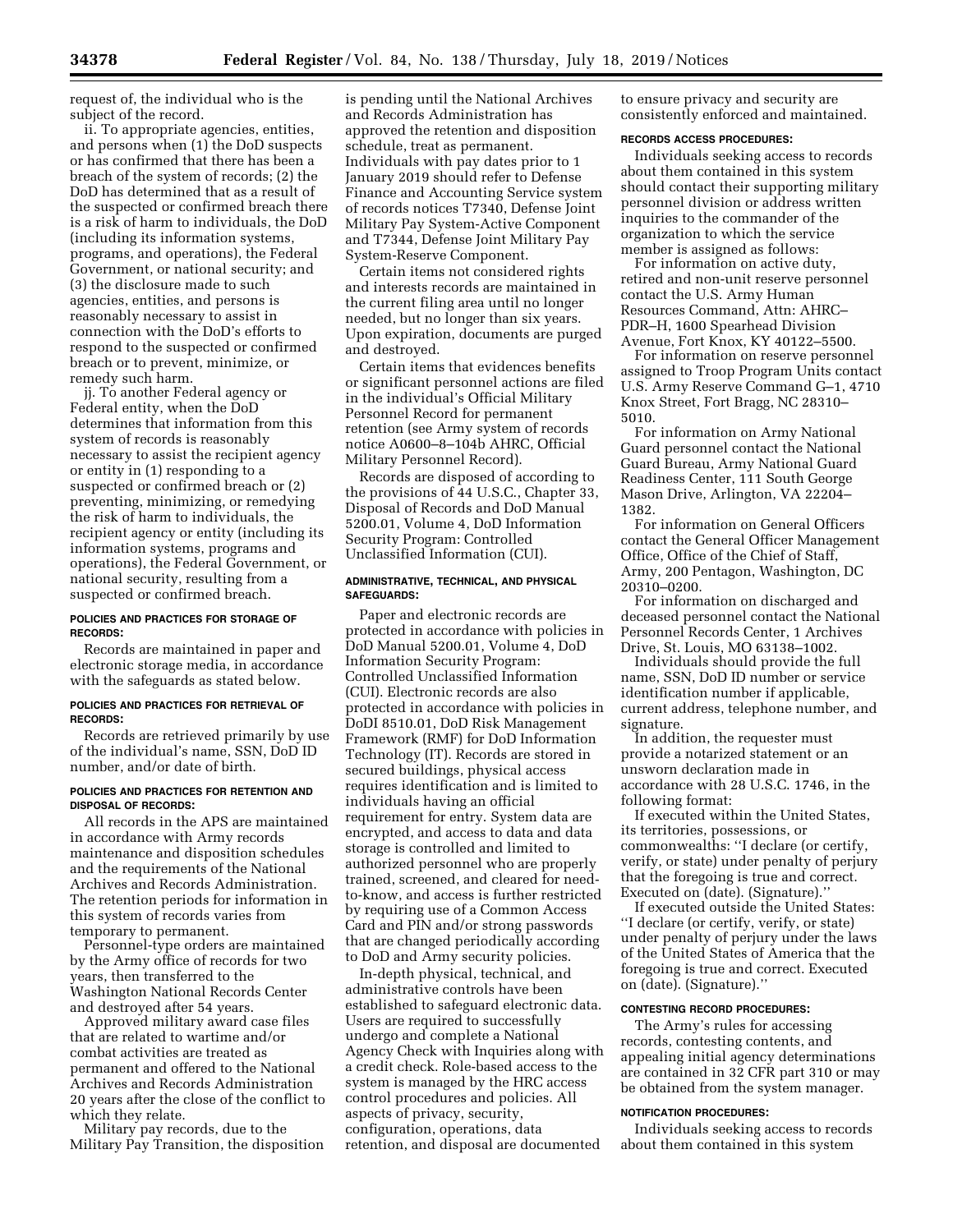request of, the individual who is the subject of the record.

ii. To appropriate agencies, entities, and persons when (1) the DoD suspects or has confirmed that there has been a breach of the system of records; (2) the DoD has determined that as a result of the suspected or confirmed breach there is a risk of harm to individuals, the DoD (including its information systems, programs, and operations), the Federal Government, or national security; and (3) the disclosure made to such agencies, entities, and persons is reasonably necessary to assist in connection with the DoD's efforts to respond to the suspected or confirmed breach or to prevent, minimize, or remedy such harm.

jj. To another Federal agency or Federal entity, when the DoD determines that information from this system of records is reasonably necessary to assist the recipient agency or entity in (1) responding to a suspected or confirmed breach or (2) preventing, minimizing, or remedying the risk of harm to individuals, the recipient agency or entity (including its information systems, programs and operations), the Federal Government, or national security, resulting from a suspected or confirmed breach.

#### POLICIES AND PRACTICES FOR STORAGE OF RECORDS:

Records are maintained in paper and electronic storage media, in accordance with the safeguards as stated below.

#### POLICIES AND PRACTICES FOR RETRIEVAL OF RECORDS:

Records are retrieved primarily by use of the individual's name, SSN, DoD ID number, and/or date of birth.

#### POLICIES AND PRACTICES FOR RETENTION AND DISPOSAL OF RECORDS:

All records in the APS are maintained in accordance with Army records maintenance and disposition schedules and the requirements of the National Archives and Records Administration. The retention periods for information in this system of records varies from temporary to permanent.

Personnel-type orders are maintained by the Army office of records for two years, then transferred to the Washington National Records Center and destroyed after 54 years.

Approved military award case files that are related to wartime and/or combat activities are treated as permanent and offered to the National Archives and Records Administration 20 years after the close of the conflict to which they relate.

Military pay records, due to the Military Pay Transition, the disposition is pending until the National Archives and Records Administration has approved the retention and disposition schedule, treat as permanent. Individuals with pay dates prior to 1 January 2019 should refer to Defense Finance and Accounting Service system of records notices T7340, Defense Joint Military Pay System-Active Component and T7344, Defense Joint Military Pay System-Reserve Component.

Certain items not considered rights and interests records are maintained in the current filing area until no longer needed, but no longer than six years. Upon expiration, documents are purged and destroyed.

Certain items that evidences benefits or significant personnel actions are filed in the individual's Official Military Personnel Record for permanent retention (see Army system of records notice A0600–8–104b AHRC, Official Military Personnel Record).

Records are disposed of according to the provisions of 44 U.S.C., Chapter 33, Disposal of Records and DoD Manual 5200.01, Volume 4, DoD Information Security Program: Controlled Unclassified Information (CUI).

#### ADMINISTRATIVE, TECHNICAL, AND PHYSICAL SAFEGUARDS:

Paper and electronic records are protected in accordance with policies in DoD Manual 5200.01, Volume 4, DoD Information Security Program: Controlled Unclassified Information (CUI). Electronic records are also protected in accordance with policies in DoDI 8510.01, DoD Risk Management Framework (RMF) for DoD Information Technology (IT). Records are stored in secured buildings, physical access requires identification and is limited to individuals having an official requirement for entry. System data are encrypted, and access to data and data storage is controlled and limited to authorized personnel who are properly trained, screened, and cleared for need-to-know, and access is further restricted by requiring use of a Common Access Card and PIN and/or strong passwords that are changed periodically according to DoD and Army security policies.

In-depth physical, technical, and administrative controls have been established to safeguard electronic data. Users are required to successfully undergo and complete a National Agency Check with Inquiries along with a credit check. Role-based access to the system is managed by the HRC access control procedures and policies. All aspects of privacy, security, configuration, operations, data retention, and disposal are documented to ensure privacy and security are consistently enforced and maintained.

#### RECORDS ACCESS PROCEDURES:

Individuals seeking access to records about them contained in this system should contact their supporting military personnel division or address written inquiries to the commander of the organization to which the service member is assigned as follows:

For information on active duty, retired and non-unit reserve personnel contact the U.S. Army Human Resources Command, Attn: AHRC–PDR–H, 1600 Spearhead Division Avenue, Fort Knox, KY 40122–5500.

For information on reserve personnel assigned to Troop Program Units contact U.S. Army Reserve Command G–1, 4710 Knox Street, Fort Bragg, NC 28310–5010.

For information on Army National Guard personnel contact the National Guard Bureau, Army National Guard Readiness Center, 111 South George Mason Drive, Arlington, VA 22204–1382.

For information on General Officers contact the General Officer Management Office, Office of the Chief of Staff, Army, 200 Pentagon, Washington, DC 20310–0200.

For information on discharged and deceased personnel contact the National Personnel Records Center, 1 Archives Drive, St. Louis, MO 63138–1002.

Individuals should provide the full name, SSN, DoD ID number or service identification number if applicable, current address, telephone number, and signature.

In addition, the requester must provide a notarized statement or an unsworn declaration made in accordance with 28 U.S.C. 1746, in the following format:

If executed within the United States, its territories, possessions, or commonwealths: ''I declare (or certify, verify, or state) under penalty of perjury that the foregoing is true and correct. Executed on (date). (Signature).''

If executed outside the United States: ''I declare (or certify, verify, or state) under penalty of perjury under the laws of the United States of America that the foregoing is true and correct. Executed on (date). (Signature).''

#### CONTESTING RECORD PROCEDURES:

The Army's rules for accessing records, contesting contents, and appealing initial agency determinations are contained in 32 CFR part 310 or may be obtained from the system manager.

#### NOTIFICATION PROCEDURES:

Individuals seeking access to records about them contained in this system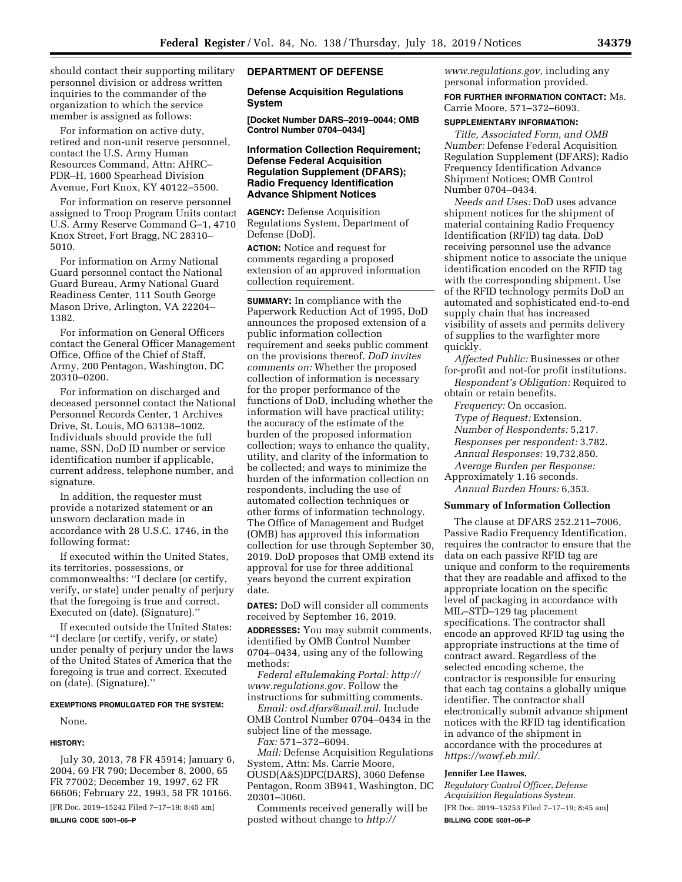should contact their supporting military personnel division or address written inquiries to the commander of the organization to which the service member is assigned as follows:

For information on active duty, retired and non-unit reserve personnel, contact the U.S. Army Human Resources Command, Attn: AHRC–PDR–H, 1600 Spearhead Division Avenue, Fort Knox, KY 40122–5500.

For information on reserve personnel assigned to Troop Program Units contact U.S. Army Reserve Command G–1, 4710 Knox Street, Fort Bragg, NC 28310–5010.

For information on Army National Guard personnel contact the National Guard Bureau, Army National Guard Readiness Center, 111 South George Mason Drive, Arlington, VA 22204–1382.

For information on General Officers contact the General Officer Management Office, Office of the Chief of Staff, Army, 200 Pentagon, Washington, DC 20310–0200.

For information on discharged and deceased personnel contact the National Personnel Records Center, 1 Archives Drive, St. Louis, MO 63138–1002. Individuals should provide the full name, SSN, DoD ID number or service identification number if applicable, current address, telephone number, and signature.

In addition, the requester must provide a notarized statement or an unsworn declaration made in accordance with 28 U.S.C. 1746, in the following format:

If executed within the United States, its territories, possessions, or commonwealths: ''I declare (or certify, verify, or state) under penalty of perjury that the foregoing is true and correct. Executed on (date). (Signature).''

If executed outside the United States: ''I declare (or certify, verify, or state) under penalty of perjury under the laws of the United States of America that the foregoing is true and correct. Executed on (date). (Signature).''

**EXEMPTIONS PROMULGATED FOR THE SYSTEM:**

None.

**HISTORY:**

July 30, 2013, 78 FR 45914; January 6, 2004, 69 FR 790; December 8, 2000, 65 FR 77002; December 19, 1997, 62 FR 66606; February 22, 1993, 58 FR 10166.

[FR Doc. 2019–15242 Filed 7–17–19; 8:45 am]

**BILLING CODE 5001–06–P**

## DEPARTMENT OF DEFENSE

### Defense Acquisition Regulations System

**[Docket Number DARS–2019–0044; OMB Control Number 0704–0434]**

### Information Collection Requirement; Defense Federal Acquisition Regulation Supplement (DFARS); Radio Frequency Identification Advance Shipment Notices

**AGENCY:** Defense Acquisition Regulations System, Department of Defense (DoD).

**ACTION:** Notice and request for comments regarding a proposed extension of an approved information collection requirement.

**SUMMARY:** In compliance with the Paperwork Reduction Act of 1995, DoD announces the proposed extension of a public information collection requirement and seeks public comment on the provisions thereof. *DoD invites comments on:* Whether the proposed collection of information is necessary for the proper performance of the functions of DoD, including whether the information will have practical utility; the accuracy of the estimate of the burden of the proposed information collection; ways to enhance the quality, utility, and clarity of the information to be collected; and ways to minimize the burden of the information collection on respondents, including the use of automated collection techniques or other forms of information technology. The Office of Management and Budget (OMB) has approved this information collection for use through September 30, 2019. DoD proposes that OMB extend its approval for use for three additional years beyond the current expiration date.

**DATES:** DoD will consider all comments received by September 16, 2019.

**ADDRESSES:** You may submit comments, identified by OMB Control Number 0704–0434, using any of the following methods:

*Federal eRulemaking Portal: http://www.regulations.gov.* Follow the instructions for submitting comments.

*Email: osd.dfars@mail.mil.* Include OMB Control Number 0704–0434 in the subject line of the message.

*Fax:* 571–372–6094.

*Mail:* Defense Acquisition Regulations System, Attn: Ms. Carrie Moore, OUSD(A&S)DPC(DARS), 3060 Defense Pentagon, Room 3B941, Washington, DC 20301–3060.

Comments received generally will be posted without change to *http://www.regulations.gov,* including any personal information provided.

**FOR FURTHER INFORMATION CONTACT:** Ms. Carrie Moore, 571–372–6093.

**SUPPLEMENTARY INFORMATION:**

*Title, Associated Form, and OMB Number:* Defense Federal Acquisition Regulation Supplement (DFARS); Radio Frequency Identification Advance Shipment Notices; OMB Control Number 0704–0434.

*Needs and Uses:* DoD uses advance shipment notices for the shipment of material containing Radio Frequency Identification (RFID) tag data. DoD receiving personnel use the advance shipment notice to associate the unique identification encoded on the RFID tag with the corresponding shipment. Use of the RFID technology permits DoD an automated and sophisticated end-to-end supply chain that has increased visibility of assets and permits delivery of supplies to the warfighter more quickly.

*Affected Public:* Businesses or other for-profit and not-for profit institutions.

*Respondent's Obligation:* Required to obtain or retain benefits.

*Frequency:* On occasion.

*Type of Request:* Extension.

*Number of Respondents:* 5,217.

*Responses per respondent:* 3,782.

*Annual Responses:* 19,732,850.

*Average Burden per Response:* Approximately 1.16 seconds.

*Annual Burden Hours:* 6,353.

**Summary of Information Collection**

The clause at DFARS 252.211–7006, Passive Radio Frequency Identification, requires the contractor to ensure that the data on each passive RFID tag are unique and conform to the requirements that they are readable and affixed to the appropriate location on the specific level of packaging in accordance with MIL–STD–129 tag placement specifications. The contractor shall encode an approved RFID tag using the appropriate instructions at the time of contract award. Regardless of the selected encoding scheme, the contractor is responsible for ensuring that each tag contains a globally unique identifier. The contractor shall electronically submit advance shipment notices with the RFID tag identification in advance of the shipment in accordance with the procedures at *https://wawf.eb.mil/.*

**Jennifer Lee Hawes,**

*Regulatory Control Officer, Defense Acquisition Regulations System.*

[FR Doc. 2019–15253 Filed 7–17–19; 8:45 am]

**BILLING CODE 5001–06–P**